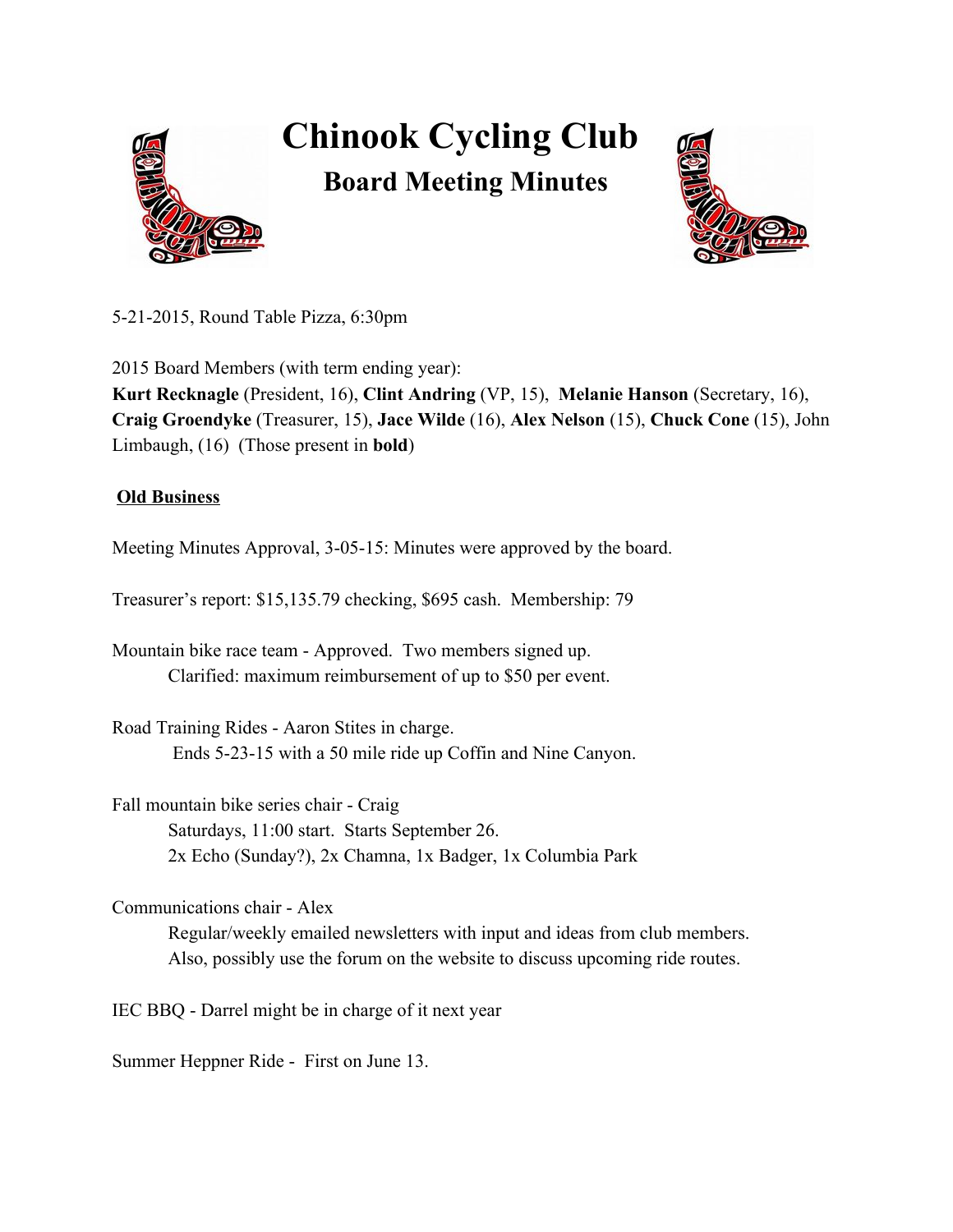# Chinook Cycling Club

## Board Meeting Minutes

5-21-2015, Round Table Pizza, 6:30pm

2015 Board Members (with term ending year):
**Kurt Recknagle** (President, 16), **Clint Andring** (VP, 15), **Melanie Hanson** (Secretary, 16), **Craig Groendyke** (Treasurer, 15), **Jace Wilde** (16), **Alex Nelson** (15), **Chuck Cone** (15), John Limbaugh, (16) (Those present in **bold**)

**Old Business**

Meeting Minutes Approval, 3-05-15: Minutes were approved by the board.

Treasurer's report: $15,135.79 checking, $695 cash. Membership: 79

Mountain bike race team - Approved. Two members signed up.
  Clarified: maximum reimbursement of up to $50 per event.

Road Training Rides - Aaron Stites in charge.
  Ends 5-23-15 with a 50 mile ride up Coffin and Nine Canyon.

Fall mountain bike series chair - Craig
  Saturdays, 11:00 start. Starts September 26.
  2x Echo (Sunday?), 2x Chamna, 1x Badger, 1x Columbia Park

Communications chair - Alex
  Regular/weekly emailed newsletters with input and ideas from club members.
  Also, possibly use the forum on the website to discuss upcoming ride routes.

IEC BBQ - Darrel might be in charge of it next year

Summer Heppner Ride - First on June 13.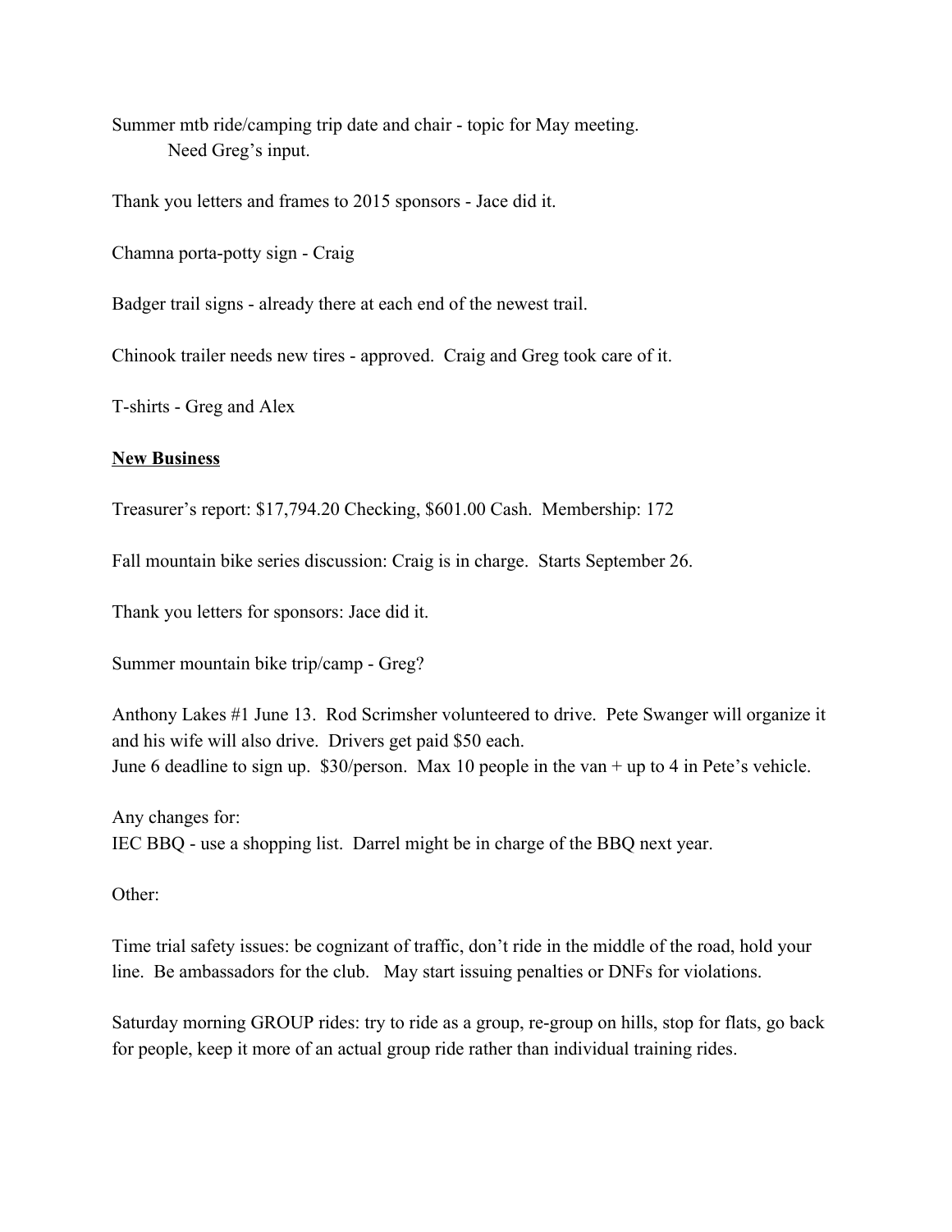Summer mtb ride/camping trip date and chair - topic for May meeting.
    Need Greg's input.

Thank you letters and frames to 2015 sponsors - Jace did it.

Chamna porta-potty sign - Craig

Badger trail signs - already there at each end of the newest trail.

Chinook trailer needs new tires - approved. Craig and Greg took care of it.

T-shirts - Greg and Alex

**New Business**

Treasurer's report: $17,794.20 Checking, $601.00 Cash. Membership: 172

Fall mountain bike series discussion: Craig is in charge. Starts September 26.

Thank you letters for sponsors: Jace did it.

Summer mountain bike trip/camp - Greg?

Anthony Lakes #1 June 13. Rod Scrimsher volunteered to drive. Pete Swanger will organize it and his wife will also drive. Drivers get paid $50 each.
June 6 deadline to sign up. $30/person. Max 10 people in the van + up to 4 in Pete's vehicle.

Any changes for:
IEC BBQ - use a shopping list. Darrel might be in charge of the BBQ next year.

Other:

Time trial safety issues: be cognizant of traffic, don't ride in the middle of the road, hold your line. Be ambassadors for the club. May start issuing penalties or DNFs for violations.

Saturday morning GROUP rides: try to ride as a group, re-group on hills, stop for flats, go back for people, keep it more of an actual group ride rather than individual training rides.